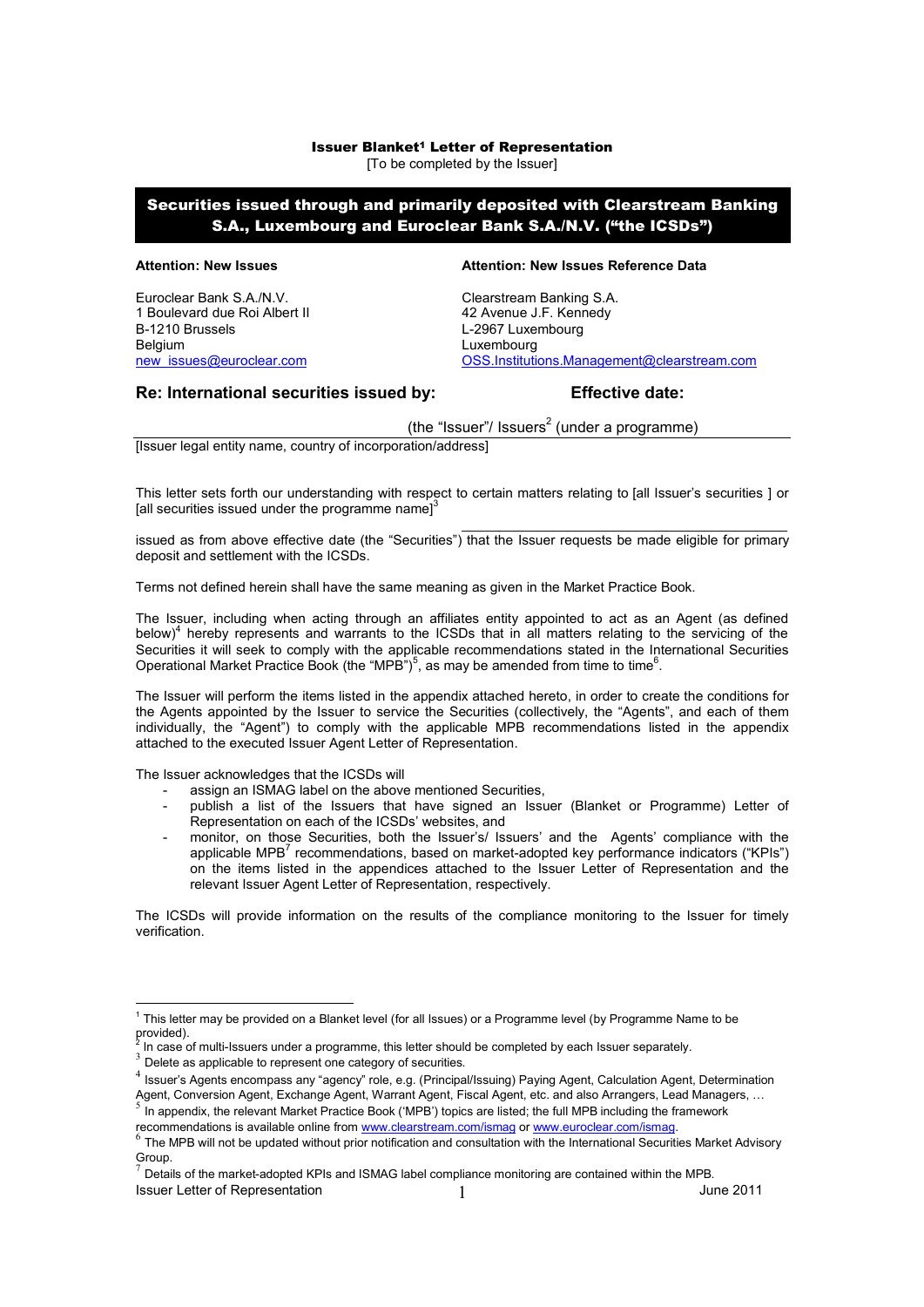# Issuer Blanket[1] Letter of Representation

[To be completed by the Issuer]

**Securities issued through and primarily deposited with Clearstream Banking S.A., Luxembourg and Euroclear Bank S.A./N.V. ("the ICSDs")**

**Attention: New Issues**

Euroclear Bank S.A./N.V.
1 Boulevard due Roi Albert II
B-1210 Brussels
Belgium
new_issues@euroclear.com

**Attention: New Issues Reference Data**

Clearstream Banking S.A.
42 Avenue J.F. Kennedy
L-2967 Luxembourg
Luxembourg
OSS.Institutions.Management@clearstream.com

## Re: International securities issued by: Effective date:

(the "Issuer"/ Issuers[2] (under a programme)

[Issuer legal entity name, country of incorporation/address]

This letter sets forth our understanding with respect to certain matters relating to [all Issuer's securities ] or [all securities issued under the programme name][3]

issued as from above effective date (the "Securities") that the Issuer requests be made eligible for primary deposit and settlement with the ICSDs.

Terms not defined herein shall have the same meaning as given in the Market Practice Book.

The Issuer, including when acting through an affiliates entity appointed to act as an Agent (as defined below)[4] hereby represents and warrants to the ICSDs that in all matters relating to the servicing of the Securities it will seek to comply with the applicable recommendations stated in the International Securities Operational Market Practice Book (the "MPB")[5], as may be amended from time to time[6].

The Issuer will perform the items listed in the appendix attached hereto, in order to create the conditions for the Agents appointed by the Issuer to service the Securities (collectively, the "Agents", and each of them individually, the "Agent") to comply with the applicable MPB recommendations listed in the appendix attached to the executed Issuer Agent Letter of Representation.

The Issuer acknowledges that the ICSDs will

- assign an ISMAG label on the above mentioned Securities,
- publish a list of the Issuers that have signed an Issuer (Blanket or Programme) Letter of Representation on each of the ICSDs' websites, and
- monitor, on those Securities, both the Issuer's/ Issuers' and the Agents' compliance with the applicable MPB[7] recommendations, based on market-adopted key performance indicators ("KPIs") on the items listed in the appendices attached to the Issuer Letter of Representation and the relevant Issuer Agent Letter of Representation, respectively.

The ICSDs will provide information on the results of the compliance monitoring to the Issuer for timely verification.

---

[1] This letter may be provided on a Blanket level (for all Issues) or a Programme level (by Programme Name to be provided).

[2] In case of multi-Issuers under a programme, this letter should be completed by each Issuer separately.

[3] Delete as applicable to represent one category of securities.

[4] Issuer's Agents encompass any "agency" role, e.g. (Principal/Issuing) Paying Agent, Calculation Agent, Determination Agent, Conversion Agent, Exchange Agent, Warrant Agent, Fiscal Agent, etc. and also Arrangers, Lead Managers, …

[5] In appendix, the relevant Market Practice Book ('MPB') topics are listed; the full MPB including the framework recommendations is available online from www.clearstream.com/ismag or www.euroclear.com/ismag.

[6] The MPB will not be updated without prior notification and consultation with the International Securities Market Advisory Group.

[7] Details of the market-adopted KPIs and ISMAG label compliance monitoring are contained within the MPB.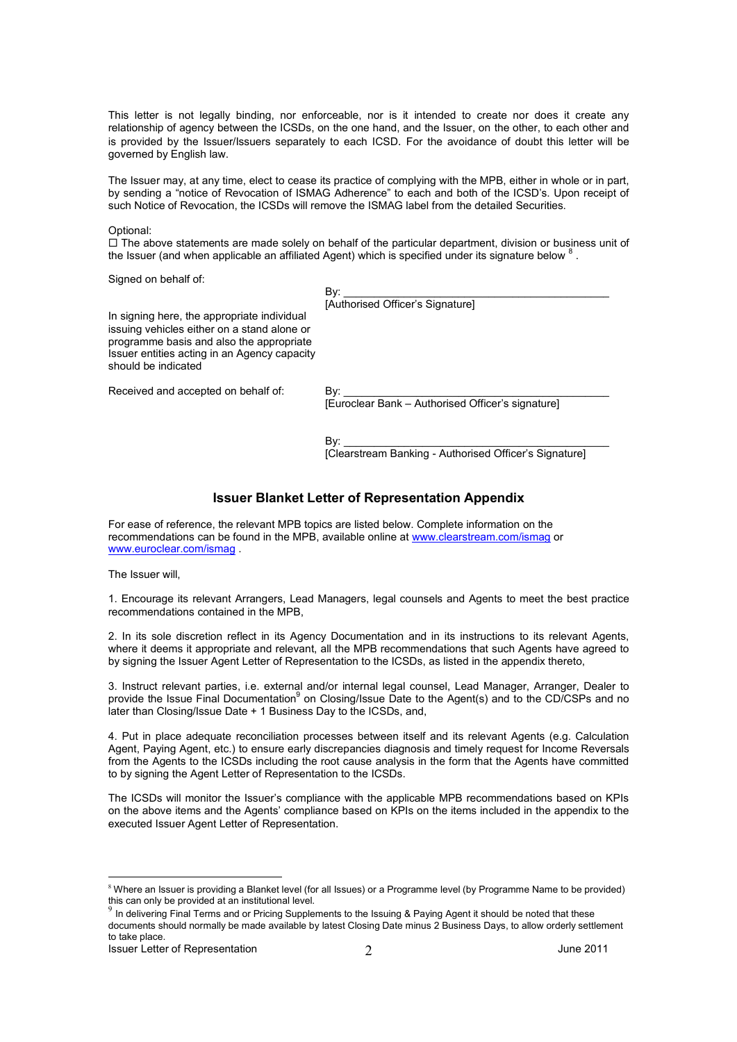This letter is not legally binding, nor enforceable, nor is it intended to create nor does it create any relationship of agency between the ICSDs, on the one hand, and the Issuer, on the other, to each other and is provided by the Issuer/Issuers separately to each ICSD. For the avoidance of doubt this letter will be governed by English law.

The Issuer may, at any time, elect to cease its practice of complying with the MPB, either in whole or in part, by sending a "notice of Revocation of ISMAG Adherence" to each and both of the ICSD's. Upon receipt of such Notice of Revocation, the ICSDs will remove the ISMAG label from the detailed Securities.

Optional:
☐ The above statements are made solely on behalf of the particular department, division or business unit of the Issuer (and when applicable an affiliated Agent) which is specified under its signature below [8].

Signed on behalf of:

By: ______________________________________________
[Authorised Officer's Signature]

In signing here, the appropriate individual issuing vehicles either on a stand alone or programme basis and also the appropriate Issuer entities acting in an Agency capacity should be indicated

Received and accepted on behalf of:

By: ______________________________________________
[Euroclear Bank – Authorised Officer's signature]

By: ______________________________________________
[Clearstream Banking - Authorised Officer's Signature]

## Issuer Blanket Letter of Representation Appendix

For ease of reference, the relevant MPB topics are listed below. Complete information on the recommendations can be found in the MPB, available online at www.clearstream.com/ismag or www.euroclear.com/ismag .

The Issuer will,

1. Encourage its relevant Arrangers, Lead Managers, legal counsels and Agents to meet the best practice recommendations contained in the MPB,

2. In its sole discretion reflect in its Agency Documentation and in its instructions to its relevant Agents, where it deems it appropriate and relevant, all the MPB recommendations that such Agents have agreed to by signing the Issuer Agent Letter of Representation to the ICSDs, as listed in the appendix thereto,

3. Instruct relevant parties, i.e. external and/or internal legal counsel, Lead Manager, Arranger, Dealer to provide the Issue Final Documentation[9] on Closing/Issue Date to the Agent(s) and to the CD/CSPs and no later than Closing/Issue Date + 1 Business Day to the ICSDs, and,

4. Put in place adequate reconciliation processes between itself and its relevant Agents (e.g. Calculation Agent, Paying Agent, etc.) to ensure early discrepancies diagnosis and timely request for Income Reversals from the Agents to the ICSDs including the root cause analysis in the form that the Agents have committed to by signing the Agent Letter of Representation to the ICSDs.

The ICSDs will monitor the Issuer's compliance with the applicable MPB recommendations based on KPIs on the above items and the Agents' compliance based on KPIs on the items included in the appendix to the executed Issuer Agent Letter of Representation.

---

[8] Where an Issuer is providing a Blanket level (for all Issues) or a Programme level (by Programme Name to be provided) this can only be provided at an institutional level.

[9] In delivering Final Terms and or Pricing Supplements to the Issuing & Paying Agent it should be noted that these documents should normally be made available by latest Closing Date minus 2 Business Days, to allow orderly settlement to take place.